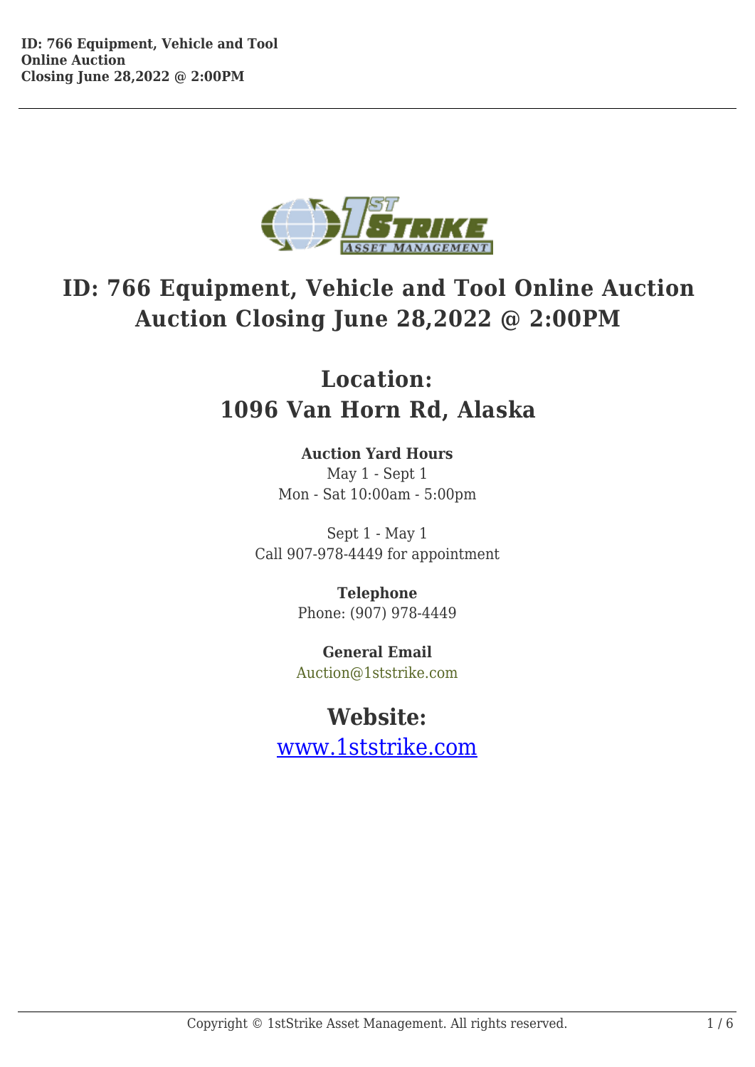# ID: 766 Equipment, Vehicle and Tool Online Auction Auction Closing June 28,2022 @ 2:00PM

## Location:
## 1096 Van Horn Rd, Alaska

**Auction Yard Hours**
May 1 - Sept 1
Mon - Sat 10:00am - 5:00pm

Sept 1 - May 1
Call 907-978-4449 for appointment

**Telephone**
Phone: (907) 978-4449

**General Email**
Auction@1ststrike.com

## Website:
www.1ststrike.com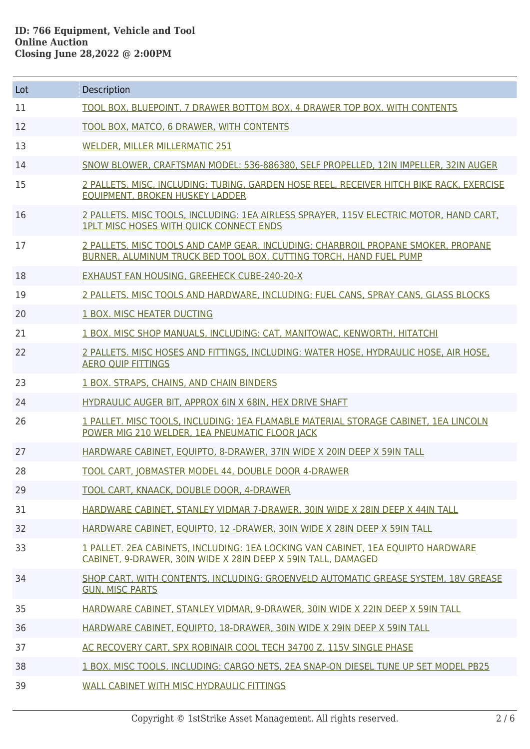**ID: 766 Equipment, Vehicle and Tool**
**Online Auction**
**Closing June 28,2022 @ 2:00PM**

| Lot | Description |
|---|---|
| 11 | TOOL BOX, BLUEPOINT, 7 DRAWER BOTTOM BOX, 4 DRAWER TOP BOX. WITH CONTENTS |
| 12 | TOOL BOX, MATCO, 6 DRAWER, WITH CONTENTS |
| 13 | WELDER, MILLER MILLERMATIC 251 |
| 14 | SNOW BLOWER, CRAFTSMAN MODEL: 536-886380, SELF PROPELLED, 12IN IMPELLER, 32IN AUGER |
| 15 | 2 PALLETS. MISC, INCLUDING: TUBING, GARDEN HOSE REEL, RECEIVER HITCH BIKE RACK, EXERCISE EQUIPMENT, BROKEN HUSKEY LADDER |
| 16 | 2 PALLETS. MISC TOOLS, INCLUDING: 1EA AIRLESS SPRAYER, 115V ELECTRIC MOTOR, HAND CART, 1PLT MISC HOSES WITH QUICK CONNECT ENDS |
| 17 | 2 PALLETS. MISC TOOLS AND CAMP GEAR, INCLUDING: CHARBROIL PROPANE SMOKER, PROPANE BURNER, ALUMINUM TRUCK BED TOOL BOX, CUTTING TORCH, HAND FUEL PUMP |
| 18 | EXHAUST FAN HOUSING, GREEHECK CUBE-240-20-X |
| 19 | 2 PALLETS. MISC TOOLS AND HARDWARE, INCLUDING: FUEL CANS, SPRAY CANS, GLASS BLOCKS |
| 20 | 1 BOX. MISC HEATER DUCTING |
| 21 | 1 BOX. MISC SHOP MANUALS, INCLUDING: CAT, MANITOWAC, KENWORTH, HITATCHI |
| 22 | 2 PALLETS. MISC HOSES AND FITTINGS, INCLUDING: WATER HOSE, HYDRAULIC HOSE, AIR HOSE, AERO QUIP FITTINGS |
| 23 | 1 BOX. STRAPS, CHAINS, AND CHAIN BINDERS |
| 24 | HYDRAULIC AUGER BIT, APPROX 6IN X 68IN, HEX DRIVE SHAFT |
| 26 | 1 PALLET. MISC TOOLS, INCLUDING: 1EA FLAMABLE MATERIAL STORAGE CABINET, 1EA LINCOLN POWER MIG 210 WELDER, 1EA PNEUMATIC FLOOR JACK |
| 27 | HARDWARE CABINET, EQUIPTO, 8-DRAWER, 37IN WIDE X 20IN DEEP X 59IN TALL |
| 28 | TOOL CART, JOBMASTER MODEL 44, DOUBLE DOOR 4-DRAWER |
| 29 | TOOL CART, KNAACK, DOUBLE DOOR, 4-DRAWER |
| 31 | HARDWARE CABINET, STANLEY VIDMAR 7-DRAWER, 30IN WIDE X 28IN DEEP X 44IN TALL |
| 32 | HARDWARE CABINET, EQUIPTO, 12 -DRAWER, 30IN WIDE X 28IN DEEP X 59IN TALL |
| 33 | 1 PALLET. 2EA CABINETS, INCLUDING: 1EA LOCKING VAN CABINET, 1EA EQUIPTO HARDWARE CABINET, 9-DRAWER, 30IN WIDE X 28IN DEEP X 59IN TALL, DAMAGED |
| 34 | SHOP CART, WITH CONTENTS, INCLUDING: GROENVELD AUTOMATIC GREASE SYSTEM, 18V GREASE GUN, MISC PARTS |
| 35 | HARDWARE CABINET, STANLEY VIDMAR, 9-DRAWER, 30IN WIDE X 22IN DEEP X 59IN TALL |
| 36 | HARDWARE CABINET, EQUIPTO, 18-DRAWER, 30IN WIDE X 29IN DEEP X 59IN TALL |
| 37 | AC RECOVERY CART, SPX ROBINAIR COOL TECH 34700 Z, 115V SINGLE PHASE |
| 38 | 1 BOX. MISC TOOLS, INCLUDING: CARGO NETS, 2EA SNAP-ON DIESEL TUNE UP SET MODEL PB25 |
| 39 | WALL CABINET WITH MISC HYDRAULIC FITTINGS |

Copyright © 1stStrike Asset Management. All rights reserved.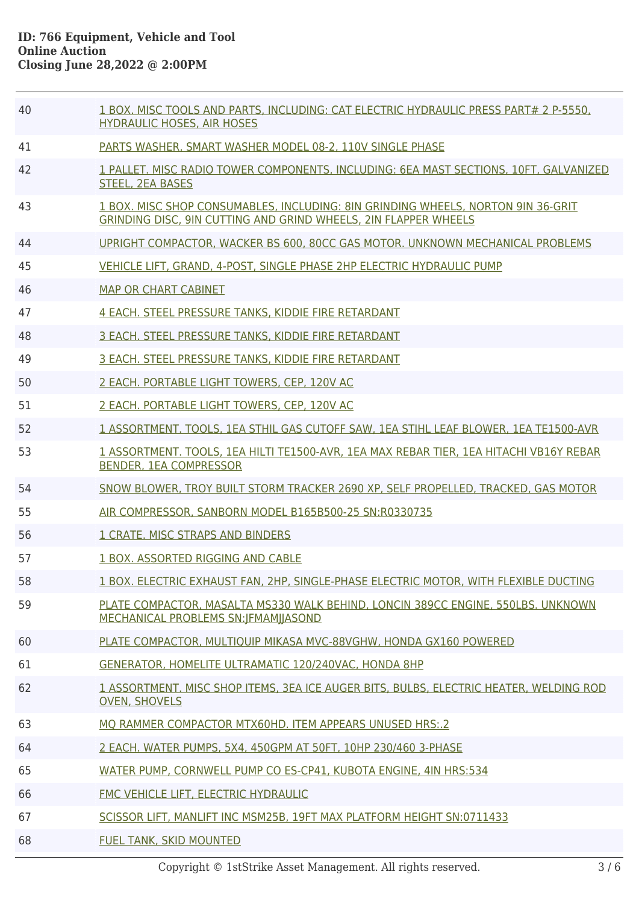**ID: 766 Equipment, Vehicle and Tool**
**Online Auction**
**Closing June 28,2022 @ 2:00PM**

| | |
|---|---|
| 40 | 1 BOX. MISC TOOLS AND PARTS, INCLUDING: CAT ELECTRIC HYDRAULIC PRESS PART# 2 P-5550, HYDRAULIC HOSES, AIR HOSES |
| 41 | PARTS WASHER, SMART WASHER MODEL 08-2, 110V SINGLE PHASE |
| 42 | 1 PALLET. MISC RADIO TOWER COMPONENTS, INCLUDING: 6EA MAST SECTIONS, 10FT, GALVANIZED STEEL, 2EA BASES |
| 43 | 1 BOX. MISC SHOP CONSUMABLES, INCLUDING: 8IN GRINDING WHEELS, NORTON 9IN 36-GRIT GRINDING DISC, 9IN CUTTING AND GRIND WHEELS, 2IN FLAPPER WHEELS |
| 44 | UPRIGHT COMPACTOR, WACKER BS 600, 80CC GAS MOTOR. UNKNOWN MECHANICAL PROBLEMS |
| 45 | VEHICLE LIFT, GRAND, 4-POST, SINGLE PHASE 2HP ELECTRIC HYDRAULIC PUMP |
| 46 | MAP OR CHART CABINET |
| 47 | 4 EACH. STEEL PRESSURE TANKS, KIDDIE FIRE RETARDANT |
| 48 | 3 EACH. STEEL PRESSURE TANKS, KIDDIE FIRE RETARDANT |
| 49 | 3 EACH. STEEL PRESSURE TANKS, KIDDIE FIRE RETARDANT |
| 50 | 2 EACH. PORTABLE LIGHT TOWERS, CEP, 120V AC |
| 51 | 2 EACH. PORTABLE LIGHT TOWERS, CEP, 120V AC |
| 52 | 1 ASSORTMENT. TOOLS, 1EA STHIL GAS CUTOFF SAW, 1EA STIHL LEAF BLOWER, 1EA TE1500-AVR |
| 53 | 1 ASSORTMENT. TOOLS, 1EA HILTI TE1500-AVR, 1EA MAX REBAR TIER, 1EA HITACHI VB16Y REBAR BENDER, 1EA COMPRESSOR |
| 54 | SNOW BLOWER, TROY BUILT STORM TRACKER 2690 XP, SELF PROPELLED, TRACKED, GAS MOTOR |
| 55 | AIR COMPRESSOR, SANBORN MODEL B165B500-25 SN:R0330735 |
| 56 | 1 CRATE. MISC STRAPS AND BINDERS |
| 57 | 1 BOX. ASSORTED RIGGING AND CABLE |
| 58 | 1 BOX. ELECTRIC EXHAUST FAN, 2HP, SINGLE-PHASE ELECTRIC MOTOR, WITH FLEXIBLE DUCTING |
| 59 | PLATE COMPACTOR, MASALTA MS330 WALK BEHIND, LONCIN 389CC ENGINE, 550LBS. UNKNOWN MECHANICAL PROBLEMS SN:JFMAMJJASOND |
| 60 | PLATE COMPACTOR, MULTIQUIP MIKASA MVC-88VGHW, HONDA GX160 POWERED |
| 61 | GENERATOR, HOMELITE ULTRAMATIC 120/240VAC, HONDA 8HP |
| 62 | 1 ASSORTMENT. MISC SHOP ITEMS, 3EA ICE AUGER BITS, BULBS, ELECTRIC HEATER, WELDING ROD OVEN, SHOVELS |
| 63 | MQ RAMMER COMPACTOR MTX60HD. ITEM APPEARS UNUSED HRS:.2 |
| 64 | 2 EACH. WATER PUMPS, 5X4, 450GPM AT 50FT, 10HP 230/460 3-PHASE |
| 65 | WATER PUMP, CORNWELL PUMP CO ES-CP41, KUBOTA ENGINE, 4IN HRS:534 |
| 66 | FMC VEHICLE LIFT, ELECTRIC HYDRAULIC |
| 67 | SCISSOR LIFT, MANLIFT INC MSM25B, 19FT MAX PLATFORM HEIGHT SN:0711433 |
| 68 | FUEL TANK, SKID MOUNTED |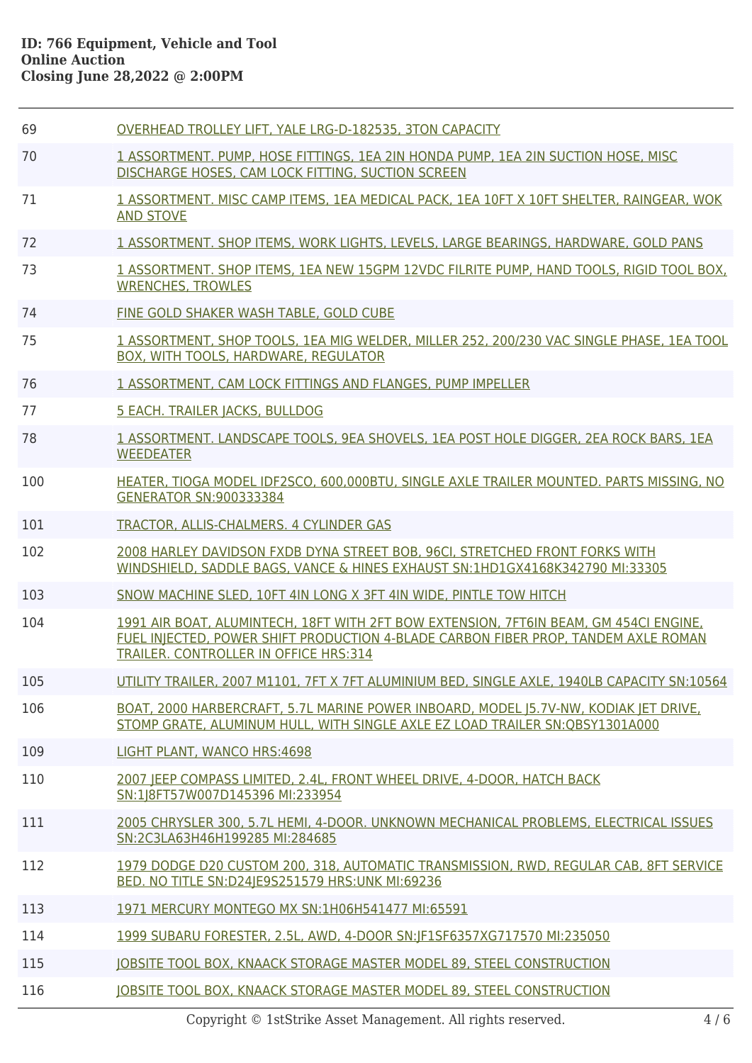**ID: 766 Equipment, Vehicle and Tool**
**Online Auction**
**Closing June 28,2022 @ 2:00PM**

| | |
|---|---|
| 69 | OVERHEAD TROLLEY LIFT, YALE LRG-D-182535, 3TON CAPACITY |
| 70 | 1 ASSORTMENT. PUMP, HOSE FITTINGS, 1EA 2IN HONDA PUMP, 1EA 2IN SUCTION HOSE, MISC DISCHARGE HOSES, CAM LOCK FITTING, SUCTION SCREEN |
| 71 | 1 ASSORTMENT. MISC CAMP ITEMS, 1EA MEDICAL PACK, 1EA 10FT X 10FT SHELTER, RAINGEAR, WOK AND STOVE |
| 72 | 1 ASSORTMENT. SHOP ITEMS, WORK LIGHTS, LEVELS, LARGE BEARINGS, HARDWARE, GOLD PANS |
| 73 | 1 ASSORTMENT. SHOP ITEMS, 1EA NEW 15GPM 12VDC FILRITE PUMP, HAND TOOLS, RIGID TOOL BOX, WRENCHES, TROWLES |
| 74 | FINE GOLD SHAKER WASH TABLE, GOLD CUBE |
| 75 | 1 ASSORTMENT, SHOP TOOLS, 1EA MIG WELDER, MILLER 252, 200/230 VAC SINGLE PHASE, 1EA TOOL BOX, WITH TOOLS, HARDWARE, REGULATOR |
| 76 | 1 ASSORTMENT, CAM LOCK FITTINGS AND FLANGES, PUMP IMPELLER |
| 77 | 5 EACH. TRAILER JACKS, BULLDOG |
| 78 | 1 ASSORTMENT. LANDSCAPE TOOLS, 9EA SHOVELS, 1EA POST HOLE DIGGER, 2EA ROCK BARS, 1EA WEEDEATER |
| 100 | HEATER, TIOGA MODEL IDF2SCO, 600,000BTU, SINGLE AXLE TRAILER MOUNTED. PARTS MISSING, NO GENERATOR SN:900333384 |
| 101 | TRACTOR, ALLIS-CHALMERS. 4 CYLINDER GAS |
| 102 | 2008 HARLEY DAVIDSON FXDB DYNA STREET BOB, 96CI, STRETCHED FRONT FORKS WITH WINDSHIELD, SADDLE BAGS, VANCE & HINES EXHAUST SN:1HD1GX4168K342790 MI:33305 |
| 103 | SNOW MACHINE SLED, 10FT 4IN LONG X 3FT 4IN WIDE, PINTLE TOW HITCH |
| 104 | 1991 AIR BOAT, ALUMINTECH, 18FT WITH 2FT BOW EXTENSION, 7FT6IN BEAM, GM 454CI ENGINE, FUEL INJECTED, POWER SHIFT PRODUCTION 4-BLADE CARBON FIBER PROP, TANDEM AXLE ROMAN TRAILER. CONTROLLER IN OFFICE HRS:314 |
| 105 | UTILITY TRAILER, 2007 M1101, 7FT X 7FT ALUMINIUM BED, SINGLE AXLE, 1940LB CAPACITY SN:10564 |
| 106 | BOAT, 2000 HARBERCRAFT, 5.7L MARINE POWER INBOARD, MODEL J5.7V-NW, KODIAK JET DRIVE, STOMP GRATE, ALUMINUM HULL, WITH SINGLE AXLE EZ LOAD TRAILER SN:QBSY1301A000 |
| 109 | LIGHT PLANT, WANCO HRS:4698 |
| 110 | 2007 JEEP COMPASS LIMITED, 2.4L, FRONT WHEEL DRIVE, 4-DOOR, HATCH BACK SN:1J8FT57W007D145396 MI:233954 |
| 111 | 2005 CHRYSLER 300, 5.7L HEMI, 4-DOOR. UNKNOWN MECHANICAL PROBLEMS, ELECTRICAL ISSUES SN:2C3LA63H46H199285 MI:284685 |
| 112 | 1979 DODGE D20 CUSTOM 200, 318, AUTOMATIC TRANSMISSION, RWD, REGULAR CAB, 8FT SERVICE BED. NO TITLE SN:D24JE9S251579 HRS:UNK MI:69236 |
| 113 | 1971 MERCURY MONTEGO MX SN:1H06H541477 MI:65591 |
| 114 | 1999 SUBARU FORESTER, 2.5L, AWD, 4-DOOR SN:JF1SF6357XG717570 MI:235050 |
| 115 | JOBSITE TOOL BOX, KNAACK STORAGE MASTER MODEL 89, STEEL CONSTRUCTION |
| 116 | JOBSITE TOOL BOX, KNAACK STORAGE MASTER MODEL 89, STEEL CONSTRUCTION |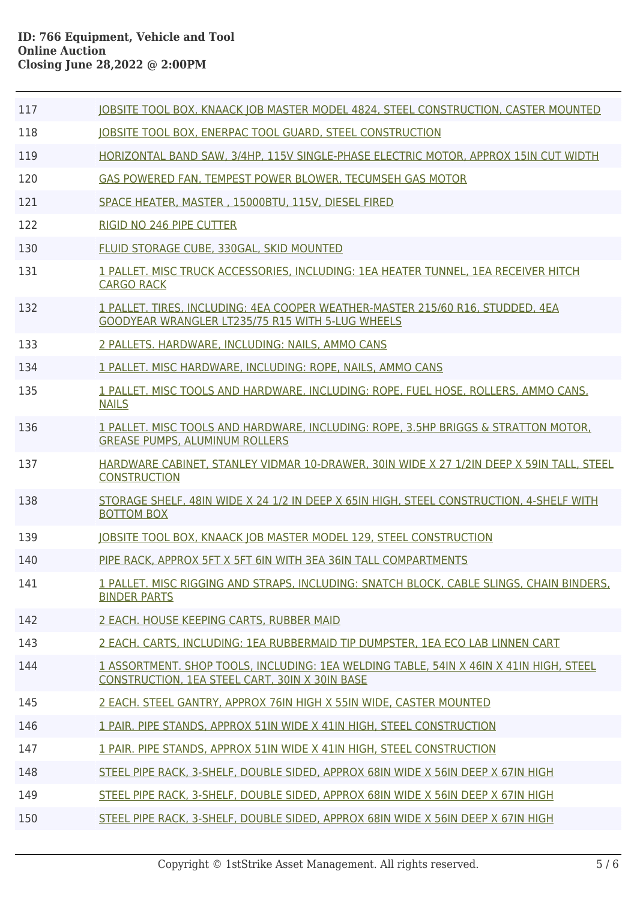| | |
|---|---|
| 117 | JOBSITE TOOL BOX, KNAACK JOB MASTER MODEL 4824, STEEL CONSTRUCTION, CASTER MOUNTED |
| 118 | JOBSITE TOOL BOX, ENERPAC TOOL GUARD, STEEL CONSTRUCTION |
| 119 | HORIZONTAL BAND SAW, 3/4HP, 115V SINGLE-PHASE ELECTRIC MOTOR, APPROX 15IN CUT WIDTH |
| 120 | GAS POWERED FAN, TEMPEST POWER BLOWER, TECUMSEH GAS MOTOR |
| 121 | SPACE HEATER, MASTER , 15000BTU, 115V, DIESEL FIRED |
| 122 | RIGID NO 246 PIPE CUTTER |
| 130 | FLUID STORAGE CUBE, 330GAL, SKID MOUNTED |
| 131 | 1 PALLET. MISC TRUCK ACCESSORIES, INCLUDING: 1EA HEATER TUNNEL, 1EA RECEIVER HITCH CARGO RACK |
| 132 | 1 PALLET. TIRES, INCLUDING: 4EA COOPER WEATHER-MASTER 215/60 R16, STUDDED, 4EA GOODYEAR WRANGLER LT235/75 R15 WITH 5-LUG WHEELS |
| 133 | 2 PALLETS. HARDWARE, INCLUDING: NAILS, AMMO CANS |
| 134 | 1 PALLET. MISC HARDWARE, INCLUDING: ROPE, NAILS, AMMO CANS |
| 135 | 1 PALLET. MISC TOOLS AND HARDWARE, INCLUDING: ROPE, FUEL HOSE, ROLLERS, AMMO CANS, NAILS |
| 136 | 1 PALLET. MISC TOOLS AND HARDWARE, INCLUDING: ROPE, 3.5HP BRIGGS & STRATTON MOTOR, GREASE PUMPS, ALUMINUM ROLLERS |
| 137 | HARDWARE CABINET, STANLEY VIDMAR 10-DRAWER, 30IN WIDE X 27 1/2IN DEEP X 59IN TALL, STEEL CONSTRUCTION |
| 138 | STORAGE SHELF, 48IN WIDE X 24 1/2 IN DEEP X 65IN HIGH, STEEL CONSTRUCTION, 4-SHELF WITH BOTTOM BOX |
| 139 | JOBSITE TOOL BOX, KNAACK JOB MASTER MODEL 129, STEEL CONSTRUCTION |
| 140 | PIPE RACK, APPROX 5FT X 5FT 6IN WITH 3EA 36IN TALL COMPARTMENTS |
| 141 | 1 PALLET. MISC RIGGING AND STRAPS, INCLUDING: SNATCH BLOCK, CABLE SLINGS, CHAIN BINDERS, BINDER PARTS |
| 142 | 2 EACH. HOUSE KEEPING CARTS, RUBBER MAID |
| 143 | 2 EACH. CARTS, INCLUDING: 1EA RUBBERMAID TIP DUMPSTER, 1EA ECO LAB LINNEN CART |
| 144 | 1 ASSORTMENT. SHOP TOOLS, INCLUDING: 1EA WELDING TABLE, 54IN X 46IN X 41IN HIGH, STEEL CONSTRUCTION, 1EA STEEL CART, 30IN X 30IN BASE |
| 145 | 2 EACH. STEEL GANTRY, APPROX 76IN HIGH X 55IN WIDE, CASTER MOUNTED |
| 146 | 1 PAIR. PIPE STANDS, APPROX 51IN WIDE X 41IN HIGH, STEEL CONSTRUCTION |
| 147 | 1 PAIR. PIPE STANDS, APPROX 51IN WIDE X 41IN HIGH, STEEL CONSTRUCTION |
| 148 | STEEL PIPE RACK, 3-SHELF, DOUBLE SIDED, APPROX 68IN WIDE X 56IN DEEP X 67IN HIGH |
| 149 | STEEL PIPE RACK, 3-SHELF, DOUBLE SIDED, APPROX 68IN WIDE X 56IN DEEP X 67IN HIGH |
| 150 | STEEL PIPE RACK, 3-SHELF, DOUBLE SIDED, APPROX 68IN WIDE X 56IN DEEP X 67IN HIGH |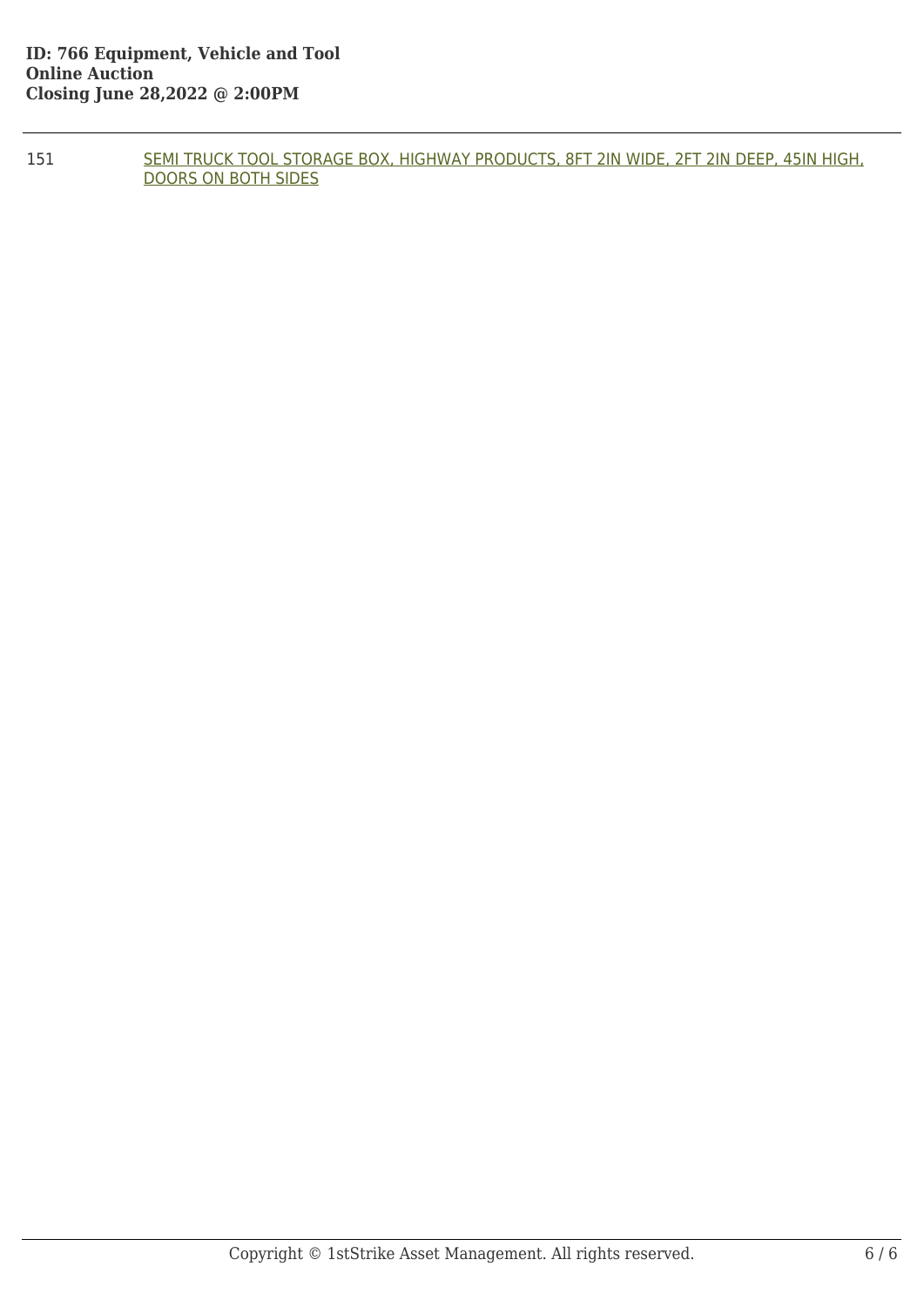151 SEMI TRUCK TOOL STORAGE BOX, HIGHWAY PRODUCTS, 8FT 2IN WIDE, 2FT 2IN DEEP, 45IN HIGH, DOORS ON BOTH SIDES